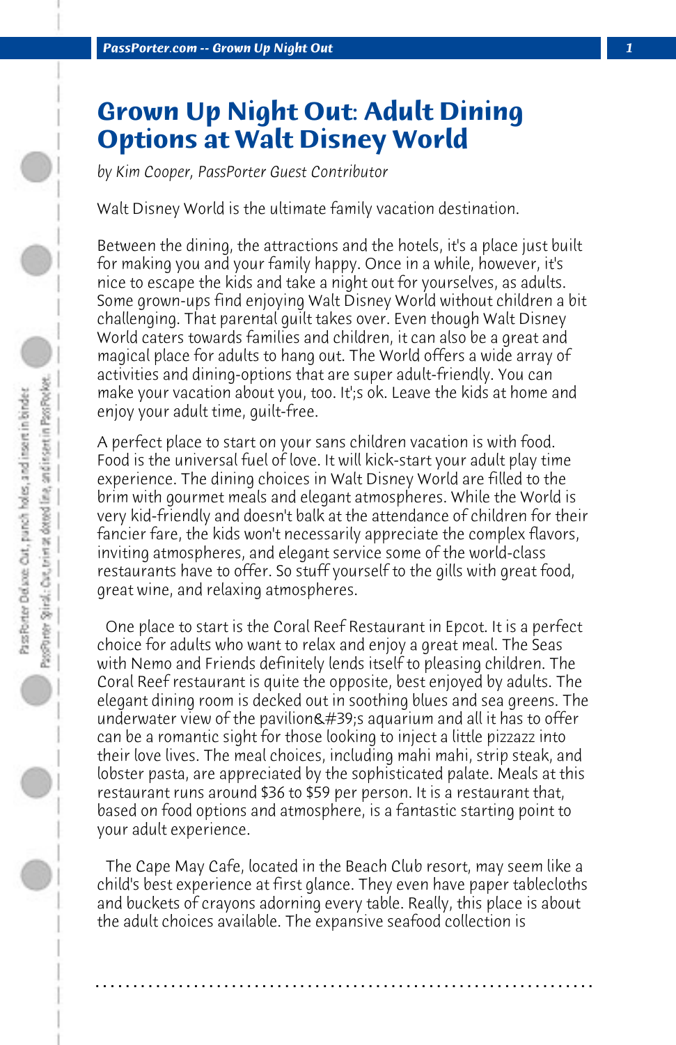# Grown Up Night Out: Adult Dining Options at Walt Disney World

*by Kim Cooper, PassPorter Guest Contributor*

Walt Disney World is the ultimate family vacation destination.

Between the dining, the attractions and the hotels, it's a place just built for making you and your family happy. Once in a while, however, it's nice to escape the kids and take a night out for yourselves, as adults. Some grown-ups find enjoying Walt Disney World without children a bit challenging. That parental guilt takes over. Even though Walt Disney World caters towards families and children, it can also be a great and magical place for adults to hang out. The World offers a wide array of activities and dining-options that are super adult-friendly. You can make your vacation about you, too. It';s ok. Leave the kids at home and enjoy your adult time, guilt-free.

A perfect place to start on your sans children vacation is with food. Food is the universal fuel of love. It will kick-start your adult play time experience. The dining choices in Walt Disney World are filled to the brim with gourmet meals and elegant atmospheres. While the World is very kid-friendly and doesn't balk at the attendance of children for their fancier fare, the kids won't necessarily appreciate the complex flavors, inviting atmospheres, and elegant service some of the world-class restaurants have to offer. So stuff yourself to the gills with great food, great wine, and relaxing atmospheres.

One place to start is the Coral Reef Restaurant in Epcot. It is a perfect choice for adults who want to relax and enjoy a great meal. The Seas with Nemo and Friends definitely lends itself to pleasing children. The Coral Reef restaurant is quite the opposite, best enjoyed by adults. The elegant dining room is decked out in soothing blues and sea greens. The underwater view of the pavilion&#39;s aquarium and all it has to offer can be a romantic sight for those looking to inject a little pizzazz into their love lives. The meal choices, including mahi mahi, strip steak, and lobster pasta, are appreciated by the sophisticated palate. Meals at this restaurant runs around $36 to $59 per person. It is a restaurant that, based on food options and atmosphere, is a fantastic starting point to your adult experience.

The Cape May Cafe, located in the Beach Club resort, may seem like a child's best experience at first glance. They even have paper tablecloths and buckets of crayons adorning every table. Really, this place is about the adult choices available. The expansive seafood collection is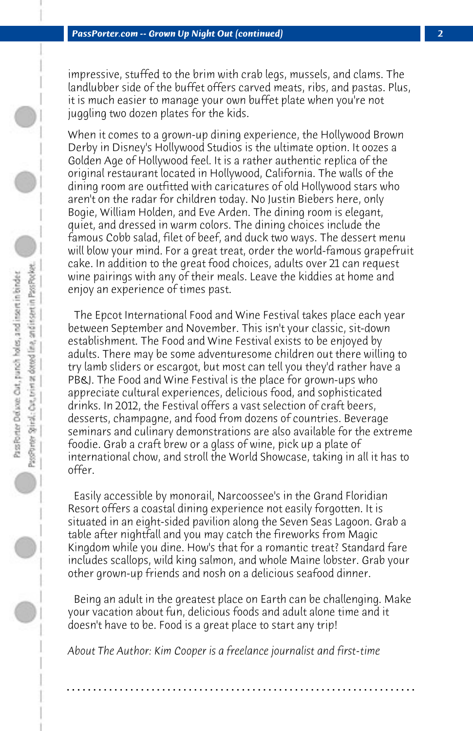impressive, stuffed to the brim with crab legs, mussels, and clams. The landlubber side of the buffet offers carved meats, ribs, and pastas. Plus, it is much easier to manage your own buffet plate when you're not juggling two dozen plates for the kids.

When it comes to a grown-up dining experience, the Hollywood Brown Derby in Disney's Hollywood Studios is the ultimate option. It oozes a Golden Age of Hollywood feel. It is a rather authentic replica of the original restaurant located in Hollywood, California. The walls of the dining room are outfitted with caricatures of old Hollywood stars who aren't on the radar for children today. No Justin Biebers here, only Bogie, William Holden, and Eve Arden. The dining room is elegant, quiet, and dressed in warm colors. The dining choices include the famous Cobb salad, filet of beef, and duck two ways. The dessert menu will blow your mind. For a great treat, order the world-famous grapefruit cake. In addition to the great food choices, adults over 21 can request wine pairings with any of their meals. Leave the kiddies at home and enjoy an experience of times past.

The Epcot International Food and Wine Festival takes place each year between September and November. This isn't your classic, sit-down establishment. The Food and Wine Festival exists to be enjoyed by adults. There may be some adventuresome children out there willing to try lamb sliders or escargot, but most can tell you they'd rather have a PB&J. The Food and Wine Festival is the place for grown-ups who appreciate cultural experiences, delicious food, and sophisticated drinks. In 2012, the Festival offers a vast selection of craft beers, desserts, champagne, and food from dozens of countries. Beverage seminars and culinary demonstrations are also available for the extreme foodie. Grab a craft brew or a glass of wine, pick up a plate of international chow, and stroll the World Showcase, taking in all it has to offer.

Easily accessible by monorail, Narcoossee's in the Grand Floridian Resort offers a coastal dining experience not easily forgotten. It is situated in an eight-sided pavilion along the Seven Seas Lagoon. Grab a table after nightfall and you may catch the fireworks from Magic Kingdom while you dine. How's that for a romantic treat? Standard fare includes scallops, wild king salmon, and whole Maine lobster. Grab your other grown-up friends and nosh on a delicious seafood dinner.

Being an adult in the greatest place on Earth can be challenging. Make your vacation about fun, delicious foods and adult alone time and it doesn't have to be. Food is a great place to start any trip!

*About The Author: Kim Cooper is a freelance journalist and first-time*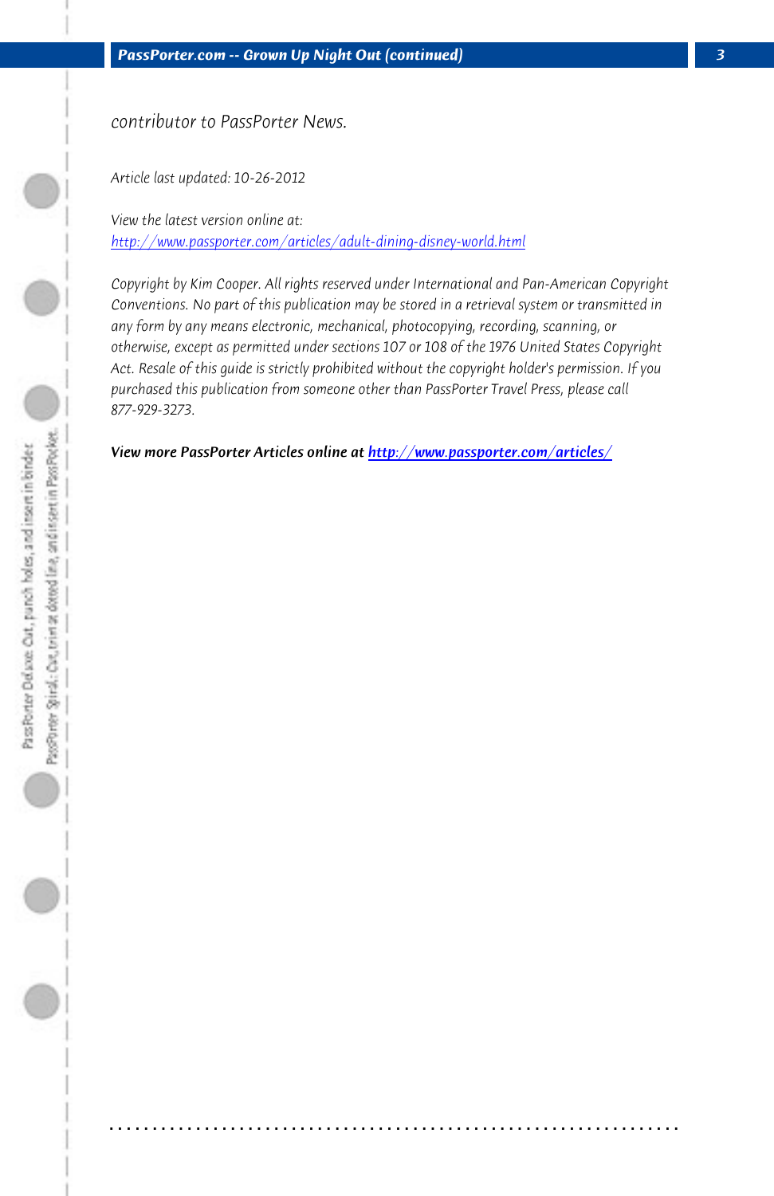*contributor to PassPorter News.*

*Article last updated: 10-26-2012*

*View the latest version online at:*
*http://www.passporter.com/articles/adult-dining-disney-world.html*

*Copyright by Kim Cooper. All rights reserved under International and Pan-American Copyright Conventions. No part of this publication may be stored in a retrieval system or transmitted in any form by any means electronic, mechanical, photocopying, recording, scanning, or otherwise, except as permitted under sections 107 or 108 of the 1976 United States Copyright Act. Resale of this guide is strictly prohibited without the copyright holder's permission. If you purchased this publication from someone other than PassPorter Travel Press, please call 877-929-3273.*

***View more PassPorter Articles online at http://www.passporter.com/articles/***